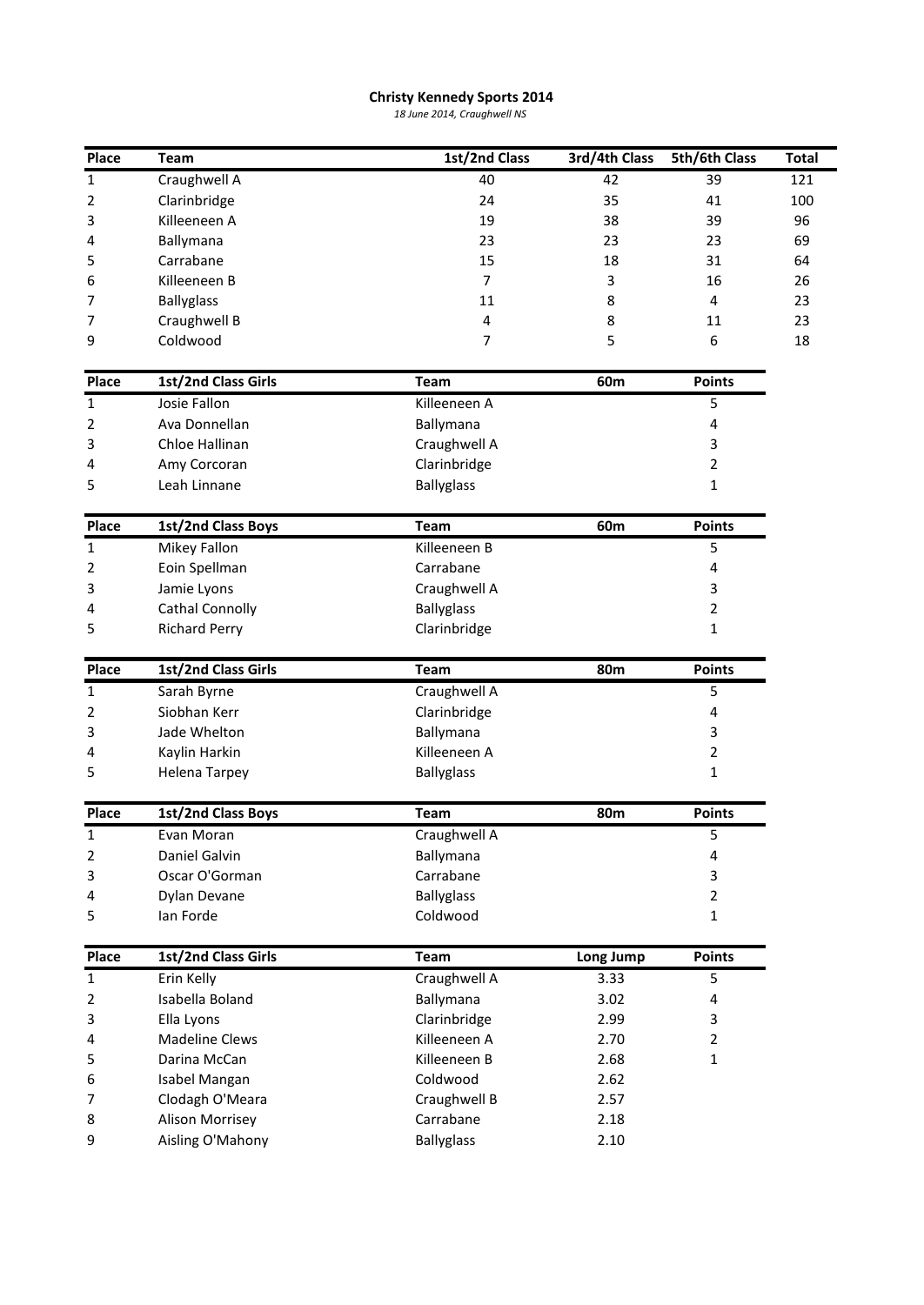# Christy Kennedy Sports 2014

*18 June 2014, Craughwell NS*

| Place | Team | 1st/2nd Class | 3rd/4th Class | 5th/6th Class | Total |
|---|---|---|---|---|---|
| 1 | Craughwell A | 40 | 42 | 39 | 121 |
| 2 | Clarinbridge | 24 | 35 | 41 | 100 |
| 3 | Killeeneen A | 19 | 38 | 39 | 96 |
| 4 | Ballymana | 23 | 23 | 23 | 69 |
| 5 | Carrabane | 15 | 18 | 31 | 64 |
| 6 | Killeeneen B | 7 | 3 | 16 | 26 |
| 7 | Ballyglass | 11 | 8 | 4 | 23 |
| 7 | Craughwell B | 4 | 8 | 11 | 23 |
| 9 | Coldwood | 7 | 5 | 6 | 18 |

| Place | 1st/2nd Class Girls | Team | 60m | Points |
|---|---|---|---|---|
| 1 | Josie Fallon | Killeeneen A | | 5 |
| 2 | Ava Donnellan | Ballymana | | 4 |
| 3 | Chloe Hallinan | Craughwell A | | 3 |
| 4 | Amy Corcoran | Clarinbridge | | 2 |
| 5 | Leah Linnane | Ballyglass | | 1 |

| Place | 1st/2nd Class Boys | Team | 60m | Points |
|---|---|---|---|---|
| 1 | Mikey Fallon | Killeeneen B | | 5 |
| 2 | Eoin Spellman | Carrabane | | 4 |
| 3 | Jamie Lyons | Craughwell A | | 3 |
| 4 | Cathal Connolly | Ballyglass | | 2 |
| 5 | Richard Perry | Clarinbridge | | 1 |

| Place | 1st/2nd Class Girls | Team | 80m | Points |
|---|---|---|---|---|
| 1 | Sarah Byrne | Craughwell A | | 5 |
| 2 | Siobhan Kerr | Clarinbridge | | 4 |
| 3 | Jade Whelton | Ballymana | | 3 |
| 4 | Kaylin Harkin | Killeeneen A | | 2 |
| 5 | Helena Tarpey | Ballyglass | | 1 |

| Place | 1st/2nd Class Boys | Team | 80m | Points |
|---|---|---|---|---|
| 1 | Evan Moran | Craughwell A | | 5 |
| 2 | Daniel Galvin | Ballymana | | 4 |
| 3 | Oscar O'Gorman | Carrabane | | 3 |
| 4 | Dylan Devane | Ballyglass | | 2 |
| 5 | Ian Forde | Coldwood | | 1 |

| Place | 1st/2nd Class Girls | Team | Long Jump | Points |
|---|---|---|---|---|
| 1 | Erin Kelly | Craughwell A | 3.33 | 5 |
| 2 | Isabella Boland | Ballymana | 3.02 | 4 |
| 3 | Ella Lyons | Clarinbridge | 2.99 | 3 |
| 4 | Madeline Clews | Killeeneen A | 2.70 | 2 |
| 5 | Darina McCan | Killeeneen B | 2.68 | 1 |
| 6 | Isabel Mangan | Coldwood | 2.62 | |
| 7 | Clodagh O'Meara | Craughwell B | 2.57 | |
| 8 | Alison Morrisey | Carrabane | 2.18 | |
| 9 | Aisling O'Mahony | Ballyglass | 2.10 | |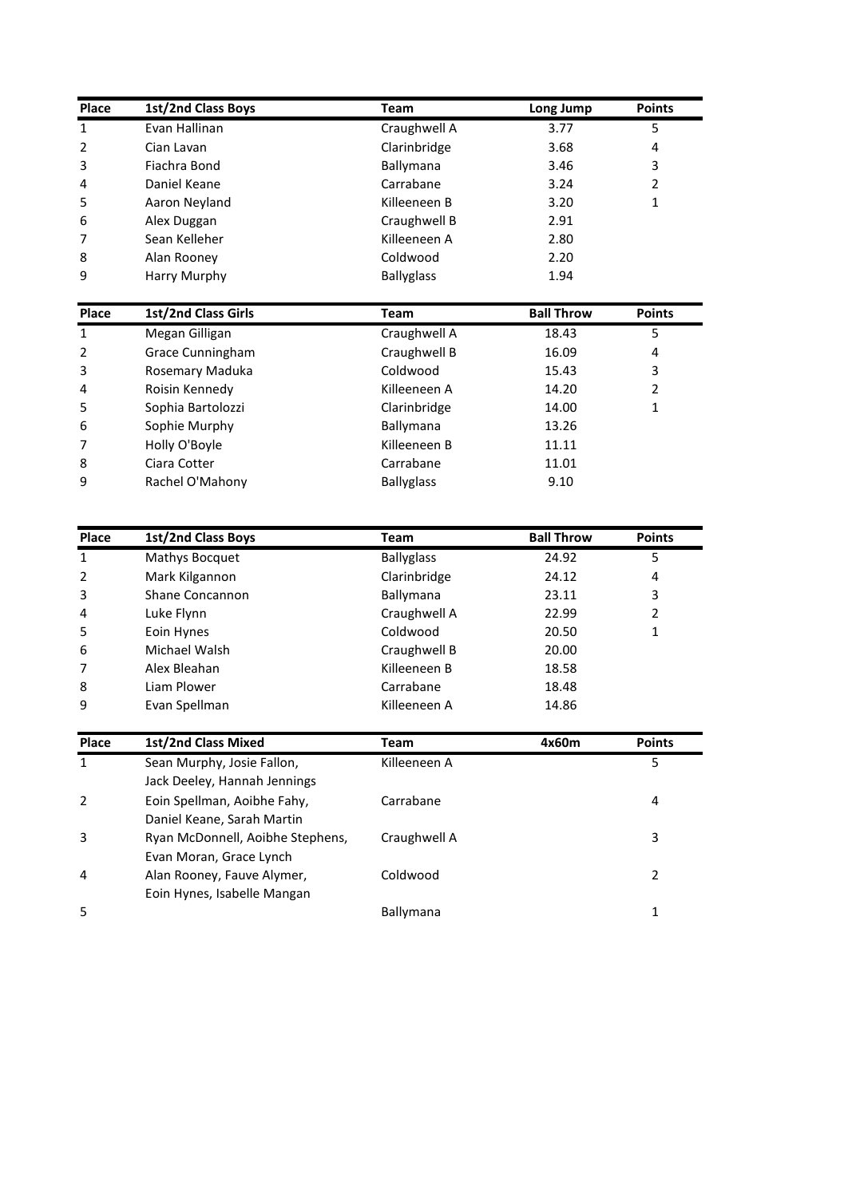| Place | 1st/2nd Class Boys | Team | Long Jump | Points |
|---|---|---|---|---|
| 1 | Evan Hallinan | Craughwell A | 3.77 | 5 |
| 2 | Cian Lavan | Clarinbridge | 3.68 | 4 |
| 3 | Fiachra Bond | Ballymana | 3.46 | 3 |
| 4 | Daniel Keane | Carrabane | 3.24 | 2 |
| 5 | Aaron Neyland | Killeeneen B | 3.20 | 1 |
| 6 | Alex Duggan | Craughwell B | 2.91 | |
| 7 | Sean Kelleher | Killeeneen A | 2.80 | |
| 8 | Alan Rooney | Coldwood | 2.20 | |
| 9 | Harry Murphy | Ballyglass | 1.94 | |

| Place | 1st/2nd Class Girls | Team | Ball Throw | Points |
|---|---|---|---|---|
| 1 | Megan Gilligan | Craughwell A | 18.43 | 5 |
| 2 | Grace Cunningham | Craughwell B | 16.09 | 4 |
| 3 | Rosemary Maduka | Coldwood | 15.43 | 3 |
| 4 | Roisin Kennedy | Killeeneen A | 14.20 | 2 |
| 5 | Sophia Bartolozzi | Clarinbridge | 14.00 | 1 |
| 6 | Sophie Murphy | Ballymana | 13.26 | |
| 7 | Holly O'Boyle | Killeeneen B | 11.11 | |
| 8 | Ciara Cotter | Carrabane | 11.01 | |
| 9 | Rachel O'Mahony | Ballyglass | 9.10 | |

| Place | 1st/2nd Class Boys | Team | Ball Throw | Points |
|---|---|---|---|---|
| 1 | Mathys Bocquet | Ballyglass | 24.92 | 5 |
| 2 | Mark Kilgannon | Clarinbridge | 24.12 | 4 |
| 3 | Shane Concannon | Ballymana | 23.11 | 3 |
| 4 | Luke Flynn | Craughwell A | 22.99 | 2 |
| 5 | Eoin Hynes | Coldwood | 20.50 | 1 |
| 6 | Michael Walsh | Craughwell B | 20.00 | |
| 7 | Alex Bleahan | Killeeneen B | 18.58 | |
| 8 | Liam Plower | Carrabane | 18.48 | |
| 9 | Evan Spellman | Killeeneen A | 14.86 | |

| Place | 1st/2nd Class Mixed | Team | 4x60m | Points |
|---|---|---|---|---|
| 1 | Sean Murphy, Josie Fallon, Jack Deeley, Hannah Jennings | Killeeneen A | | 5 |
| 2 | Eoin Spellman, Aoibhe Fahy, Daniel Keane, Sarah Martin | Carrabane | | 4 |
| 3 | Ryan McDonnell, Aoibhe Stephens, Evan Moran, Grace Lynch | Craughwell A | | 3 |
| 4 | Alan Rooney, Fauve Alymer, Eoin Hynes, Isabelle Mangan | Coldwood | | 2 |
| 5 | | Ballymana | | 1 |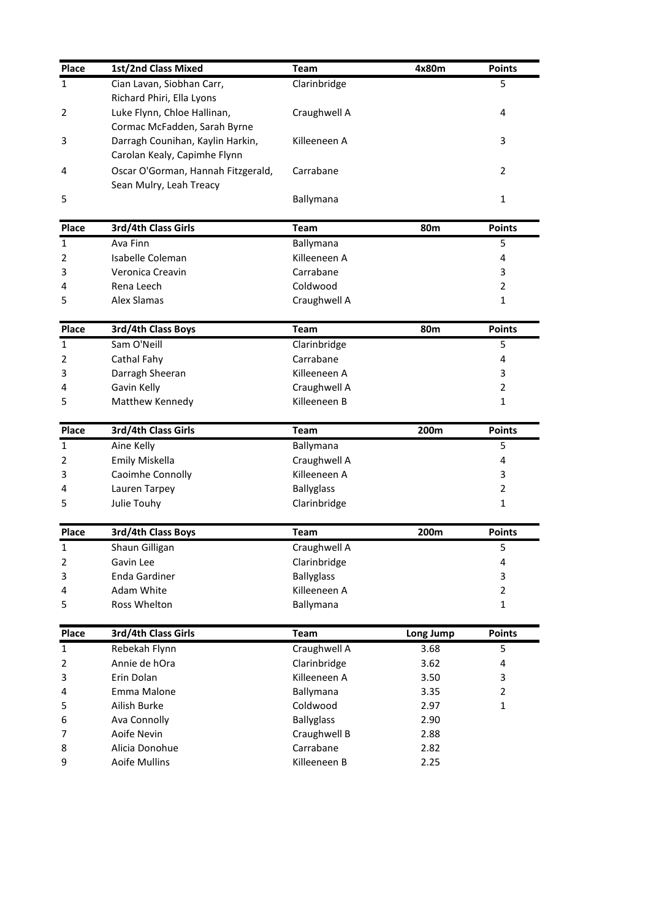| Place | 1st/2nd Class Mixed | Team | 4x80m | Points |
|---|---|---|---|---|
| 1 | Cian Lavan, Siobhan Carr, Richard Phiri, Ella Lyons | Clarinbridge | | 5 |
| 2 | Luke Flynn, Chloe Hallinan, Cormac McFadden, Sarah Byrne | Craughwell A | | 4 |
| 3 | Darragh Counihan, Kaylin Harkin, Carolan Kealy, Capimhe Flynn | Killeeneen A | | 3 |
| 4 | Oscar O'Gorman, Hannah Fitzgerald, Sean Mulry, Leah Treacy | Carrabane | | 2 |
| 5 | | Ballymana | | 1 |

| Place | 3rd/4th Class Girls | Team | 80m | Points |
|---|---|---|---|---|
| 1 | Ava Finn | Ballymana | | 5 |
| 2 | Isabelle Coleman | Killeeneen A | | 4 |
| 3 | Veronica Creavin | Carrabane | | 3 |
| 4 | Rena Leech | Coldwood | | 2 |
| 5 | Alex Slamas | Craughwell A | | 1 |

| Place | 3rd/4th Class Boys | Team | 80m | Points |
|---|---|---|---|---|
| 1 | Sam O'Neill | Clarinbridge | | 5 |
| 2 | Cathal Fahy | Carrabane | | 4 |
| 3 | Darragh Sheeran | Killeeneen A | | 3 |
| 4 | Gavin Kelly | Craughwell A | | 2 |
| 5 | Matthew Kennedy | Killeeneen B | | 1 |

| Place | 3rd/4th Class Girls | Team | 200m | Points |
|---|---|---|---|---|
| 1 | Aine Kelly | Ballymana | | 5 |
| 2 | Emily Miskella | Craughwell A | | 4 |
| 3 | Caoimhe Connolly | Killeeneen A | | 3 |
| 4 | Lauren Tarpey | Ballyglass | | 2 |
| 5 | Julie Touhy | Clarinbridge | | 1 |

| Place | 3rd/4th Class Boys | Team | 200m | Points |
|---|---|---|---|---|
| 1 | Shaun Gilligan | Craughwell A | | 5 |
| 2 | Gavin Lee | Clarinbridge | | 4 |
| 3 | Enda Gardiner | Ballyglass | | 3 |
| 4 | Adam White | Killeeneen A | | 2 |
| 5 | Ross Whelton | Ballymana | | 1 |

| Place | 3rd/4th Class Girls | Team | Long Jump | Points |
|---|---|---|---|---|
| 1 | Rebekah Flynn | Craughwell A | 3.68 | 5 |
| 2 | Annie de hOra | Clarinbridge | 3.62 | 4 |
| 3 | Erin Dolan | Killeeneen A | 3.50 | 3 |
| 4 | Emma Malone | Ballymana | 3.35 | 2 |
| 5 | Ailish Burke | Coldwood | 2.97 | 1 |
| 6 | Ava Connolly | Ballyglass | 2.90 | |
| 7 | Aoife Nevin | Craughwell B | 2.88 | |
| 8 | Alicia Donohue | Carrabane | 2.82 | |
| 9 | Aoife Mullins | Killeeneen B | 2.25 | |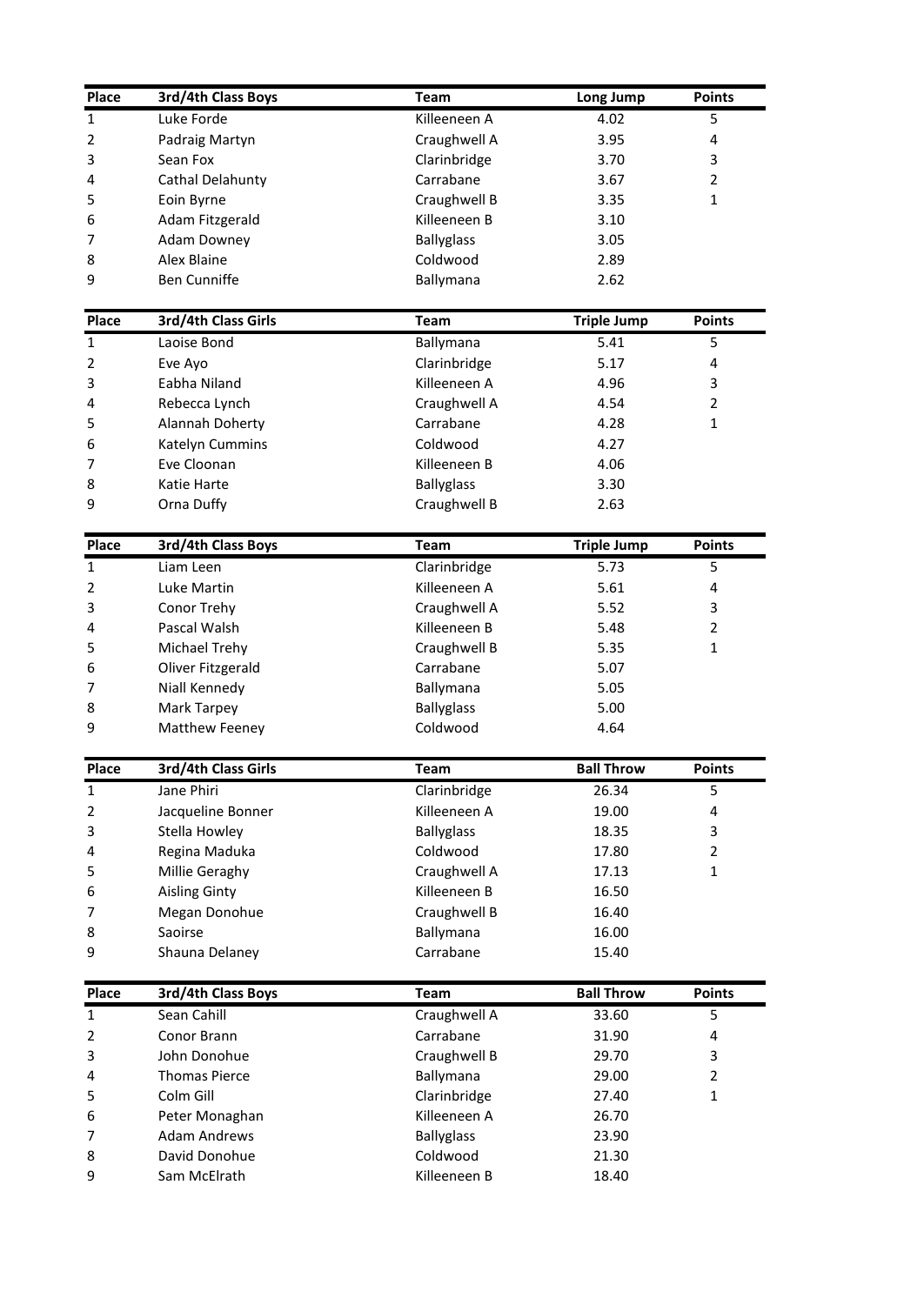| Place | 3rd/4th Class Boys | Team | Long Jump | Points |
|---|---|---|---|---|
| 1 | Luke Forde | Killeeneen A | 4.02 | 5 |
| 2 | Padraig Martyn | Craughwell A | 3.95 | 4 |
| 3 | Sean Fox | Clarinbridge | 3.70 | 3 |
| 4 | Cathal Delahunty | Carrabane | 3.67 | 2 |
| 5 | Eoin Byrne | Craughwell B | 3.35 | 1 |
| 6 | Adam Fitzgerald | Killeeneen B | 3.10 | |
| 7 | Adam Downey | Ballyglass | 3.05 | |
| 8 | Alex Blaine | Coldwood | 2.89 | |
| 9 | Ben Cunniffe | Ballymana | 2.62 | |

| Place | 3rd/4th Class Girls | Team | Triple Jump | Points |
|---|---|---|---|---|
| 1 | Laoise Bond | Ballymana | 5.41 | 5 |
| 2 | Eve Ayo | Clarinbridge | 5.17 | 4 |
| 3 | Eabha Niland | Killeeneen A | 4.96 | 3 |
| 4 | Rebecca Lynch | Craughwell A | 4.54 | 2 |
| 5 | Alannah Doherty | Carrabane | 4.28 | 1 |
| 6 | Katelyn Cummins | Coldwood | 4.27 | |
| 7 | Eve Cloonan | Killeeneen B | 4.06 | |
| 8 | Katie Harte | Ballyglass | 3.30 | |
| 9 | Orna Duffy | Craughwell B | 2.63 | |

| Place | 3rd/4th Class Boys | Team | Triple Jump | Points |
|---|---|---|---|---|
| 1 | Liam Leen | Clarinbridge | 5.73 | 5 |
| 2 | Luke Martin | Killeeneen A | 5.61 | 4 |
| 3 | Conor Trehy | Craughwell A | 5.52 | 3 |
| 4 | Pascal Walsh | Killeeneen B | 5.48 | 2 |
| 5 | Michael Trehy | Craughwell B | 5.35 | 1 |
| 6 | Oliver Fitzgerald | Carrabane | 5.07 | |
| 7 | Niall Kennedy | Ballymana | 5.05 | |
| 8 | Mark Tarpey | Ballyglass | 5.00 | |
| 9 | Matthew Feeney | Coldwood | 4.64 | |

| Place | 3rd/4th Class Girls | Team | Ball Throw | Points |
|---|---|---|---|---|
| 1 | Jane Phiri | Clarinbridge | 26.34 | 5 |
| 2 | Jacqueline Bonner | Killeeneen A | 19.00 | 4 |
| 3 | Stella Howley | Ballyglass | 18.35 | 3 |
| 4 | Regina Maduka | Coldwood | 17.80 | 2 |
| 5 | Millie Geraghy | Craughwell A | 17.13 | 1 |
| 6 | Aisling Ginty | Killeeneen B | 16.50 | |
| 7 | Megan Donohue | Craughwell B | 16.40 | |
| 8 | Saoirse | Ballymana | 16.00 | |
| 9 | Shauna Delaney | Carrabane | 15.40 | |

| Place | 3rd/4th Class Boys | Team | Ball Throw | Points |
|---|---|---|---|---|
| 1 | Sean Cahill | Craughwell A | 33.60 | 5 |
| 2 | Conor Brann | Carrabane | 31.90 | 4 |
| 3 | John Donohue | Craughwell B | 29.70 | 3 |
| 4 | Thomas Pierce | Ballymana | 29.00 | 2 |
| 5 | Colm Gill | Clarinbridge | 27.40 | 1 |
| 6 | Peter Monaghan | Killeeneen A | 26.70 | |
| 7 | Adam Andrews | Ballyglass | 23.90 | |
| 8 | David Donohue | Coldwood | 21.30 | |
| 9 | Sam McElrath | Killeeneen B | 18.40 | |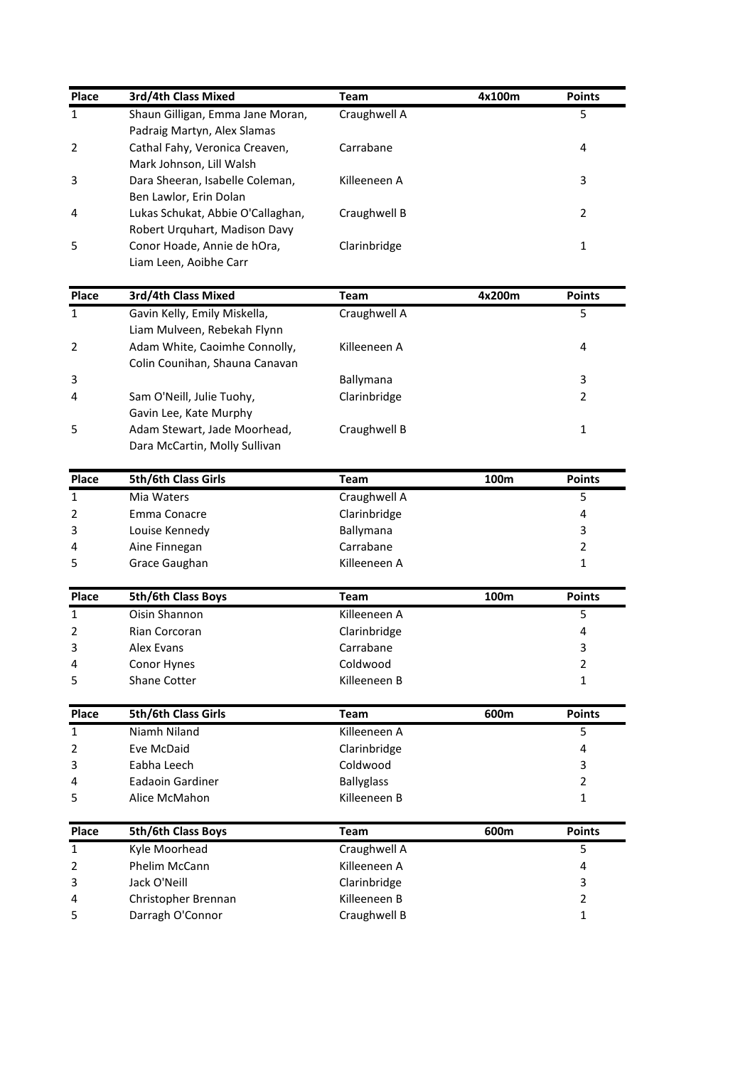| Place | 3rd/4th Class Mixed | Team | 4x100m | Points |
|---|---|---|---|---|
| 1 | Shaun Gilligan, Emma Jane Moran, Padraig Martyn, Alex Slamas | Craughwell A | | 5 |
| 2 | Cathal Fahy, Veronica Creaven, Mark Johnson, Lill Walsh | Carrabane | | 4 |
| 3 | Dara Sheeran, Isabelle Coleman, Ben Lawlor, Erin Dolan | Killeeneen A | | 3 |
| 4 | Lukas Schukat, Abbie O'Callaghan, Robert Urquhart, Madison Davy | Craughwell B | | 2 |
| 5 | Conor Hoade, Annie de hOra, Liam Leen, Aoibhe Carr | Clarinbridge | | 1 |

| Place | 3rd/4th Class Mixed | Team | 4x200m | Points |
|---|---|---|---|---|
| 1 | Gavin Kelly, Emily Miskella, Liam Mulveen, Rebekah Flynn | Craughwell A | | 5 |
| 2 | Adam White, Caoimhe Connolly, Colin Counihan, Shauna Canavan | Killeeneen A | | 4 |
| 3 | | Ballymana | | 3 |
| 4 | Sam O'Neill, Julie Tuohy, Gavin Lee, Kate Murphy | Clarinbridge | | 2 |
| 5 | Adam Stewart, Jade Moorhead, Dara McCartin, Molly Sullivan | Craughwell B | | 1 |

| Place | 5th/6th Class Girls | Team | 100m | Points |
|---|---|---|---|---|
| 1 | Mia Waters | Craughwell A | | 5 |
| 2 | Emma Conacre | Clarinbridge | | 4 |
| 3 | Louise Kennedy | Ballymana | | 3 |
| 4 | Aine Finnegan | Carrabane | | 2 |
| 5 | Grace Gaughan | Killeeneen A | | 1 |

| Place | 5th/6th Class Boys | Team | 100m | Points |
|---|---|---|---|---|
| 1 | Oisin Shannon | Killeeneen A | | 5 |
| 2 | Rian Corcoran | Clarinbridge | | 4 |
| 3 | Alex Evans | Carrabane | | 3 |
| 4 | Conor Hynes | Coldwood | | 2 |
| 5 | Shane Cotter | Killeeneen B | | 1 |

| Place | 5th/6th Class Girls | Team | 600m | Points |
|---|---|---|---|---|
| 1 | Niamh Niland | Killeeneen A | | 5 |
| 2 | Eve McDaid | Clarinbridge | | 4 |
| 3 | Eabha Leech | Coldwood | | 3 |
| 4 | Eadaoin Gardiner | Ballyglass | | 2 |
| 5 | Alice McMahon | Killeeneen B | | 1 |

| Place | 5th/6th Class Boys | Team | 600m | Points |
|---|---|---|---|---|
| 1 | Kyle Moorhead | Craughwell A | | 5 |
| 2 | Phelim McCann | Killeeneen A | | 4 |
| 3 | Jack O'Neill | Clarinbridge | | 3 |
| 4 | Christopher Brennan | Killeeneen B | | 2 |
| 5 | Darragh O'Connor | Craughwell B | | 1 |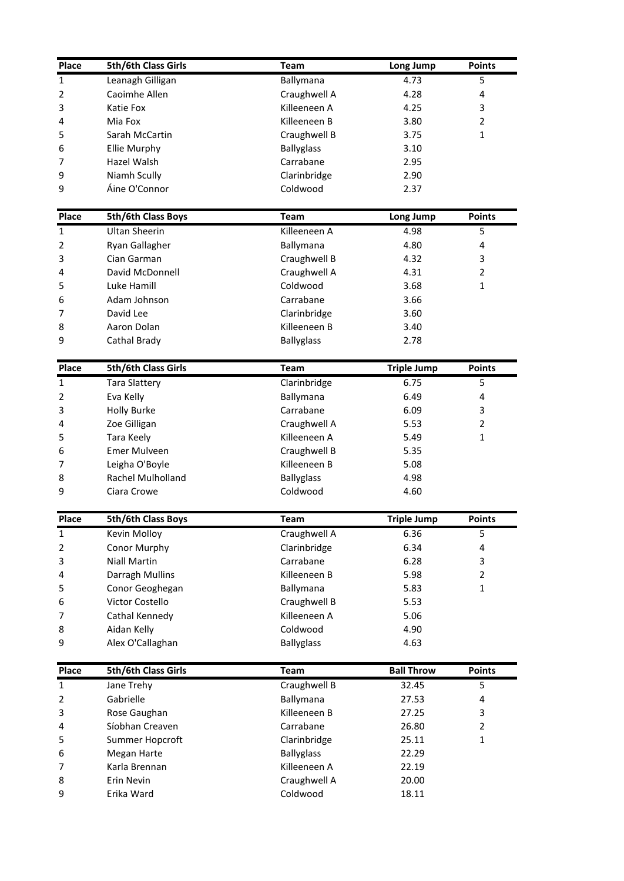| Place | 5th/6th Class Girls | Team | Long Jump | Points |
|---|---|---|---|---|
| 1 | Leanagh Gilligan | Ballymana | 4.73 | 5 |
| 2 | Caoimhe Allen | Craughwell A | 4.28 | 4 |
| 3 | Katie Fox | Killeeneen A | 4.25 | 3 |
| 4 | Mia Fox | Killeeneen B | 3.80 | 2 |
| 5 | Sarah McCartin | Craughwell B | 3.75 | 1 |
| 6 | Ellie Murphy | Ballyglass | 3.10 | |
| 7 | Hazel Walsh | Carrabane | 2.95 | |
| 9 | Niamh Scully | Clarinbridge | 2.90 | |
| 9 | Áine O'Connor | Coldwood | 2.37 | |

| Place | 5th/6th Class Boys | Team | Long Jump | Points |
|---|---|---|---|---|
| 1 | Ultan Sheerin | Killeeneen A | 4.98 | 5 |
| 2 | Ryan Gallagher | Ballymana | 4.80 | 4 |
| 3 | Cian Garman | Craughwell B | 4.32 | 3 |
| 4 | David McDonnell | Craughwell A | 4.31 | 2 |
| 5 | Luke Hamill | Coldwood | 3.68 | 1 |
| 6 | Adam Johnson | Carrabane | 3.66 | |
| 7 | David Lee | Clarinbridge | 3.60 | |
| 8 | Aaron Dolan | Killeeneen B | 3.40 | |
| 9 | Cathal Brady | Ballyglass | 2.78 | |

| Place | 5th/6th Class Girls | Team | Triple Jump | Points |
|---|---|---|---|---|
| 1 | Tara Slattery | Clarinbridge | 6.75 | 5 |
| 2 | Eva Kelly | Ballymana | 6.49 | 4 |
| 3 | Holly Burke | Carrabane | 6.09 | 3 |
| 4 | Zoe Gilligan | Craughwell A | 5.53 | 2 |
| 5 | Tara Keely | Killeeneen A | 5.49 | 1 |
| 6 | Emer Mulveen | Craughwell B | 5.35 | |
| 7 | Leigha O'Boyle | Killeeneen B | 5.08 | |
| 8 | Rachel Mulholland | Ballyglass | 4.98 | |
| 9 | Ciara Crowe | Coldwood | 4.60 | |

| Place | 5th/6th Class Boys | Team | Triple Jump | Points |
|---|---|---|---|---|
| 1 | Kevin Molloy | Craughwell A | 6.36 | 5 |
| 2 | Conor Murphy | Clarinbridge | 6.34 | 4 |
| 3 | Niall Martin | Carrabane | 6.28 | 3 |
| 4 | Darragh Mullins | Killeeneen B | 5.98 | 2 |
| 5 | Conor Geoghegan | Ballymana | 5.83 | 1 |
| 6 | Victor Costello | Craughwell B | 5.53 | |
| 7 | Cathal Kennedy | Killeeneen A | 5.06 | |
| 8 | Aidan Kelly | Coldwood | 4.90 | |
| 9 | Alex O'Callaghan | Ballyglass | 4.63 | |

| Place | 5th/6th Class Girls | Team | Ball Throw | Points |
|---|---|---|---|---|
| 1 | Jane Trehy | Craughwell B | 32.45 | 5 |
| 2 | Gabrielle | Ballymana | 27.53 | 4 |
| 3 | Rose Gaughan | Killeeneen B | 27.25 | 3 |
| 4 | Síobhan Creaven | Carrabane | 26.80 | 2 |
| 5 | Summer Hopcroft | Clarinbridge | 25.11 | 1 |
| 6 | Megan Harte | Ballyglass | 22.29 | |
| 7 | Karla Brennan | Killeeneen A | 22.19 | |
| 8 | Erin Nevin | Craughwell A | 20.00 | |
| 9 | Erika Ward | Coldwood | 18.11 | |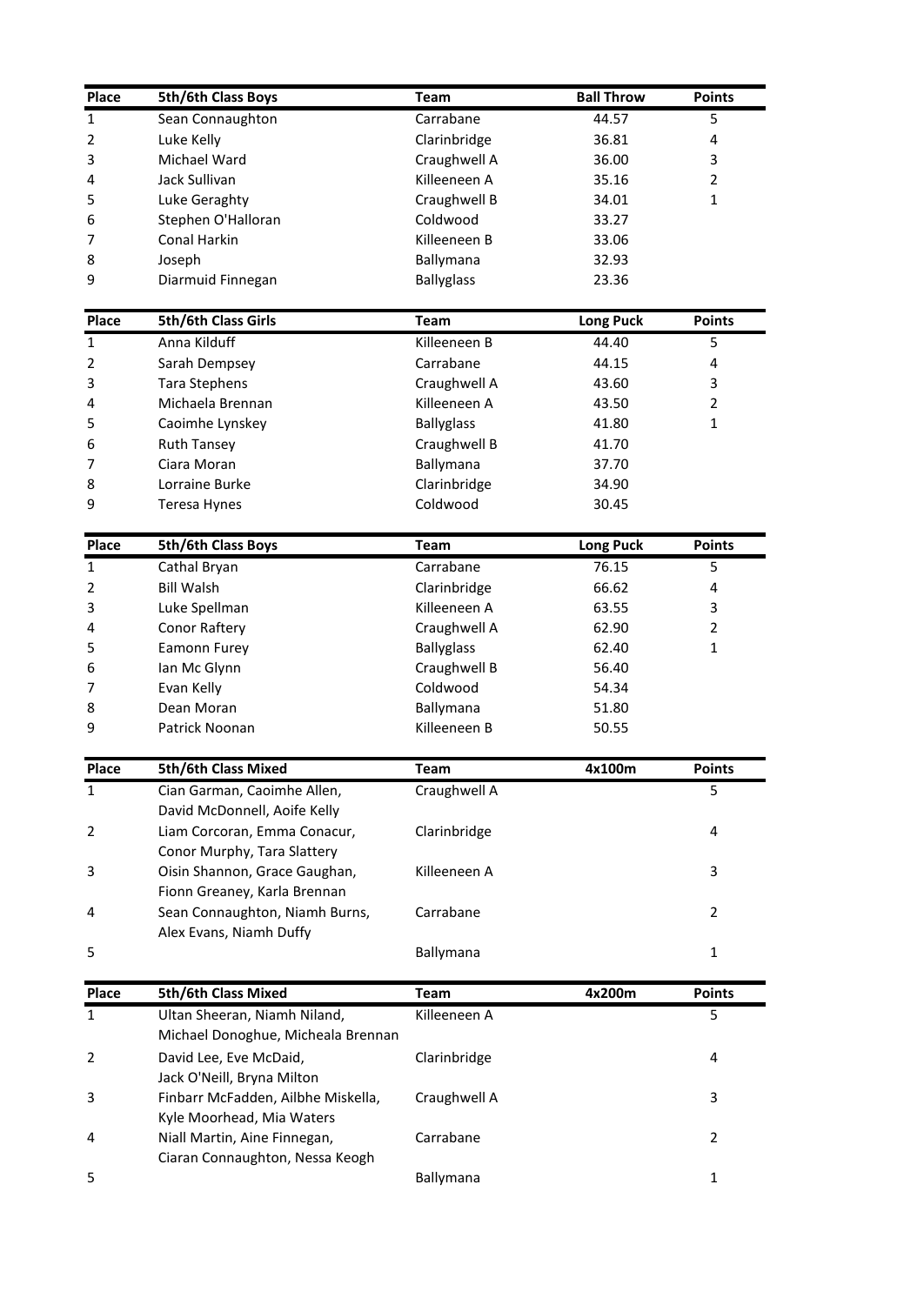| Place | 5th/6th Class Boys | Team | Ball Throw | Points |
|---|---|---|---|---|
| 1 | Sean Connaughton | Carrabane | 44.57 | 5 |
| 2 | Luke Kelly | Clarinbridge | 36.81 | 4 |
| 3 | Michael Ward | Craughwell A | 36.00 | 3 |
| 4 | Jack Sullivan | Killeneen A | 35.16 | 2 |
| 5 | Luke Geraghty | Craughwell B | 34.01 | 1 |
| 6 | Stephen O'Halloran | Coldwood | 33.27 | |
| 7 | Conal Harkin | Killeneen B | 33.06 | |
| 8 | Joseph | Ballymana | 32.93 | |
| 9 | Diarmuid Finnegan | Ballyglass | 23.36 | |

| Place | 5th/6th Class Girls | Team | Long Puck | Points |
|---|---|---|---|---|
| 1 | Anna Kilduff | Killeneen B | 44.40 | 5 |
| 2 | Sarah Dempsey | Carrabane | 44.15 | 4 |
| 3 | Tara Stephens | Craughwell A | 43.60 | 3 |
| 4 | Michaela Brennan | Killeneen A | 43.50 | 2 |
| 5 | Caoimhe Lynskey | Ballyglass | 41.80 | 1 |
| 6 | Ruth Tansey | Craughwell B | 41.70 | |
| 7 | Ciara Moran | Ballymana | 37.70 | |
| 8 | Lorraine Burke | Clarinbridge | 34.90 | |
| 9 | Teresa Hynes | Coldwood | 30.45 | |

| Place | 5th/6th Class Boys | Team | Long Puck | Points |
|---|---|---|---|---|
| 1 | Cathal Bryan | Carrabane | 76.15 | 5 |
| 2 | Bill Walsh | Clarinbridge | 66.62 | 4 |
| 3 | Luke Spellman | Killeneen A | 63.55 | 3 |
| 4 | Conor Raftery | Craughwell A | 62.90 | 2 |
| 5 | Eamonn Furey | Ballyglass | 62.40 | 1 |
| 6 | Ian Mc Glynn | Craughwell B | 56.40 | |
| 7 | Evan Kelly | Coldwood | 54.34 | |
| 8 | Dean Moran | Ballymana | 51.80 | |
| 9 | Patrick Noonan | Killeneen B | 50.55 | |

| Place | 5th/6th Class Mixed | Team | 4x100m | Points |
|---|---|---|---|---|
| 1 | Cian Garman, Caoimhe Allen, David McDonnell, Aoife Kelly | Craughwell A | | 5 |
| 2 | Liam Corcoran, Emma Conacur, Conor Murphy, Tara Slattery | Clarinbridge | | 4 |
| 3 | Oisin Shannon, Grace Gaughan, Fionn Greaney, Karla Brennan | Killeneen A | | 3 |
| 4 | Sean Connaughton, Niamh Burns, Alex Evans, Niamh Duffy | Carrabane | | 2 |
| 5 | | Ballymana | | 1 |

| Place | 5th/6th Class Mixed | Team | 4x200m | Points |
|---|---|---|---|---|
| 1 | Ultan Sheeran, Niamh Niland, Michael Donoghue, Micheala Brennan | Killeneen A | | 5 |
| 2 | David Lee, Eve McDaid, Jack O'Neill, Bryna Milton | Clarinbridge | | 4 |
| 3 | Finbarr McFadden, Ailbhe Miskella, Kyle Moorhead, Mia Waters | Craughwell A | | 3 |
| 4 | Niall Martin, Aine Finnegan, Ciaran Connaughton, Nessa Keogh | Carrabane | | 2 |
| 5 | | Ballymana | | 1 |